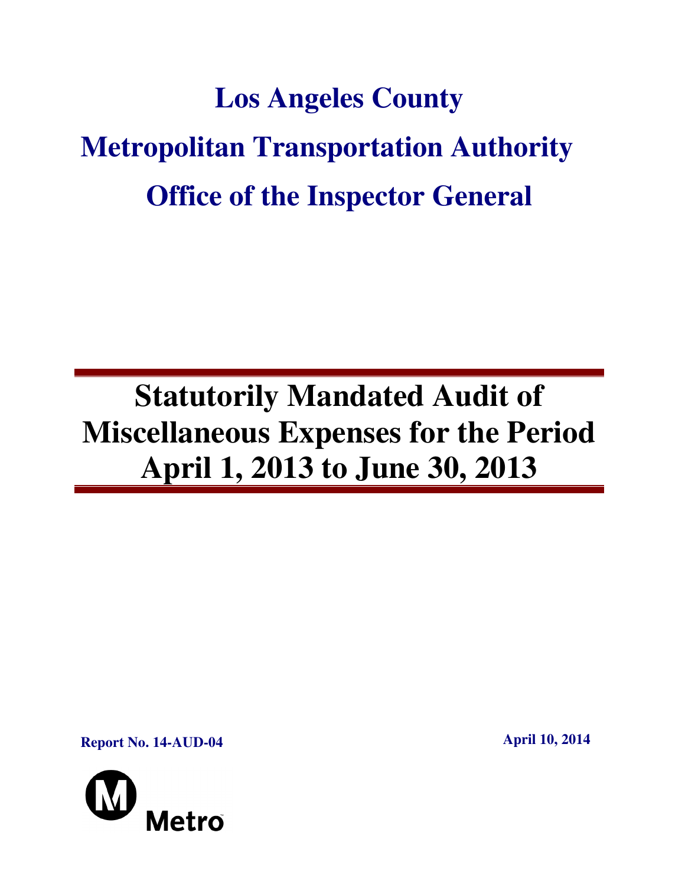# Los Angeles County

# Metropolitan Transportation Authority

# Office of the Inspector General

## Statutorily Mandated Audit of Miscellaneous Expenses for the Period April 1, 2013 to June 30, 2013

**Report No. 14-AUD-04**

**April 10, 2014**

Metro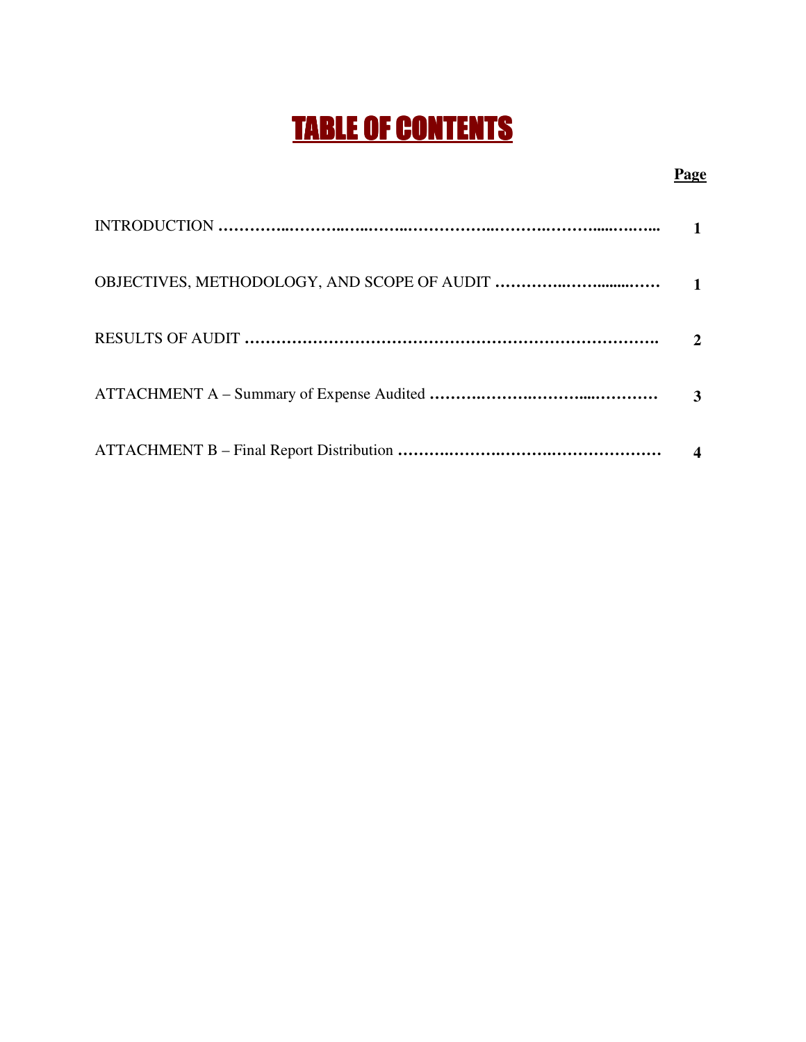# TABLE OF CONTENTS

| | **Page** |
|---|---|
| INTRODUCTION | **1** |
| OBJECTIVES, METHODOLOGY, AND SCOPE OF AUDIT | **1** |
| RESULTS OF AUDIT | **2** |
| ATTACHMENT A – Summary of Expense Audited | **3** |
| ATTACHMENT B – Final Report Distribution | **4** |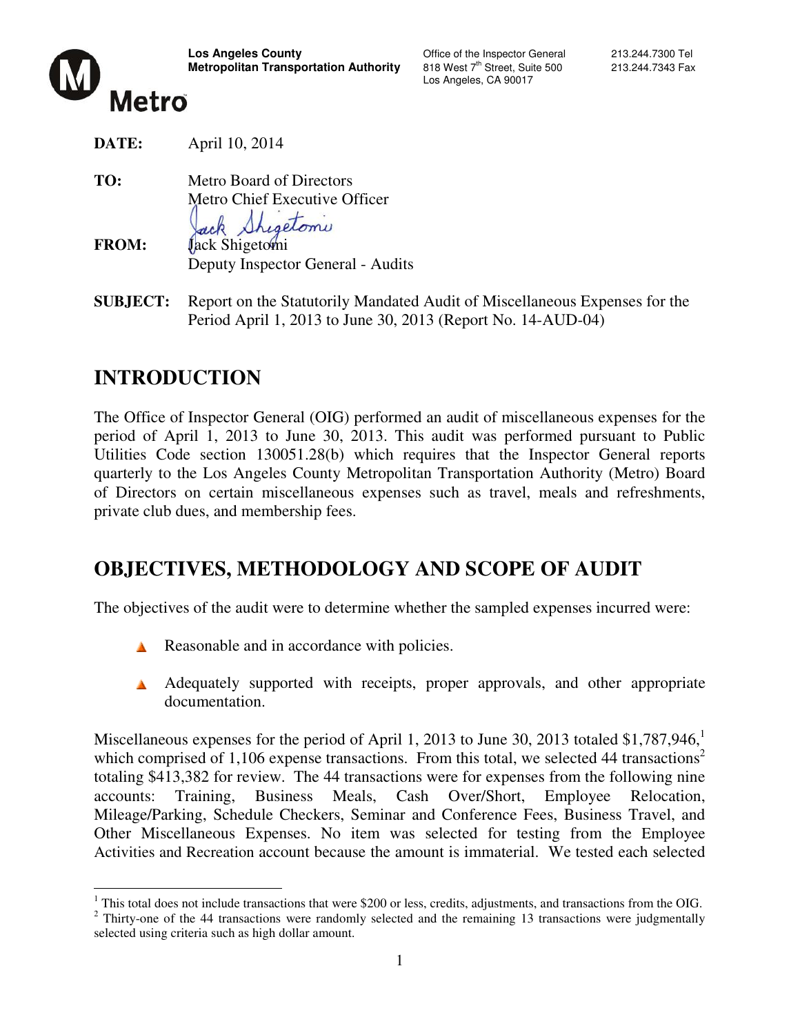**Los Angeles County Metropolitan Transportation Authority**

Office of the Inspector General
818 West 7th Street, Suite 500
Los Angeles, CA 90017

213.244.7300 Tel
213.244.7343 Fax

Metro

**DATE:** April 10, 2014

**TO:** Metro Board of Directors
Metro Chief Executive Officer

**FROM:** Jack Shigetomi
Deputy Inspector General - Audits

**SUBJECT:** Report on the Statutorily Mandated Audit of Miscellaneous Expenses for the Period April 1, 2013 to June 30, 2013 (Report No. 14-AUD-04)

# INTRODUCTION

The Office of Inspector General (OIG) performed an audit of miscellaneous expenses for the period of April 1, 2013 to June 30, 2013. This audit was performed pursuant to Public Utilities Code section 130051.28(b) which requires that the Inspector General reports quarterly to the Los Angeles County Metropolitan Transportation Authority (Metro) Board of Directors on certain miscellaneous expenses such as travel, meals and refreshments, private club dues, and membership fees.

# OBJECTIVES, METHODOLOGY AND SCOPE OF AUDIT

The objectives of the audit were to determine whether the sampled expenses incurred were:

- Reasonable and in accordance with policies.
- Adequately supported with receipts, proper approvals, and other appropriate documentation.

Miscellaneous expenses for the period of April 1, 2013 to June 30, 2013 totaled $1,787,946,[1] which comprised of 1,106 expense transactions. From this total, we selected 44 transactions[2] totaling $413,382 for review. The 44 transactions were for expenses from the following nine accounts: Training, Business Meals, Cash Over/Short, Employee Relocation, Mileage/Parking, Schedule Checkers, Seminar and Conference Fees, Business Travel, and Other Miscellaneous Expenses. No item was selected for testing from the Employee Activities and Recreation account because the amount is immaterial. We tested each selected

[1] This total does not include transactions that were $200 or less, credits, adjustments, and transactions from the OIG.
[2] Thirty-one of the 44 transactions were randomly selected and the remaining 13 transactions were judgmentally selected using criteria such as high dollar amount.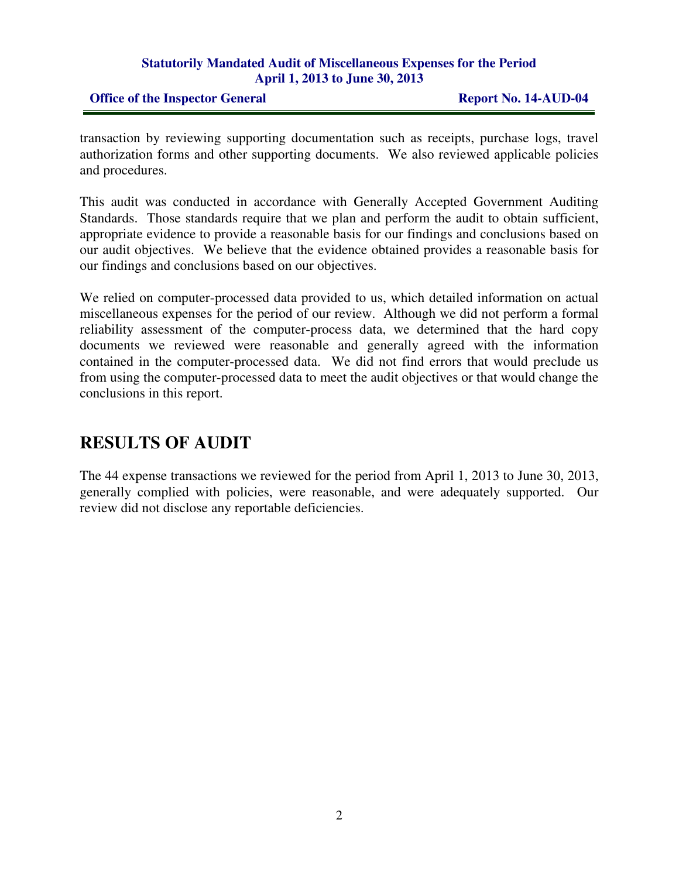transaction by reviewing supporting documentation such as receipts, purchase logs, travel authorization forms and other supporting documents. We also reviewed applicable policies and procedures.

This audit was conducted in accordance with Generally Accepted Government Auditing Standards. Those standards require that we plan and perform the audit to obtain sufficient, appropriate evidence to provide a reasonable basis for our findings and conclusions based on our audit objectives. We believe that the evidence obtained provides a reasonable basis for our findings and conclusions based on our objectives.

We relied on computer-processed data provided to us, which detailed information on actual miscellaneous expenses for the period of our review. Although we did not perform a formal reliability assessment of the computer-process data, we determined that the hard copy documents we reviewed were reasonable and generally agreed with the information contained in the computer-processed data. We did not find errors that would preclude us from using the computer-processed data to meet the audit objectives or that would change the conclusions in this report.

# RESULTS OF AUDIT

The 44 expense transactions we reviewed for the period from April 1, 2013 to June 30, 2013, generally complied with policies, were reasonable, and were adequately supported. Our review did not disclose any reportable deficiencies.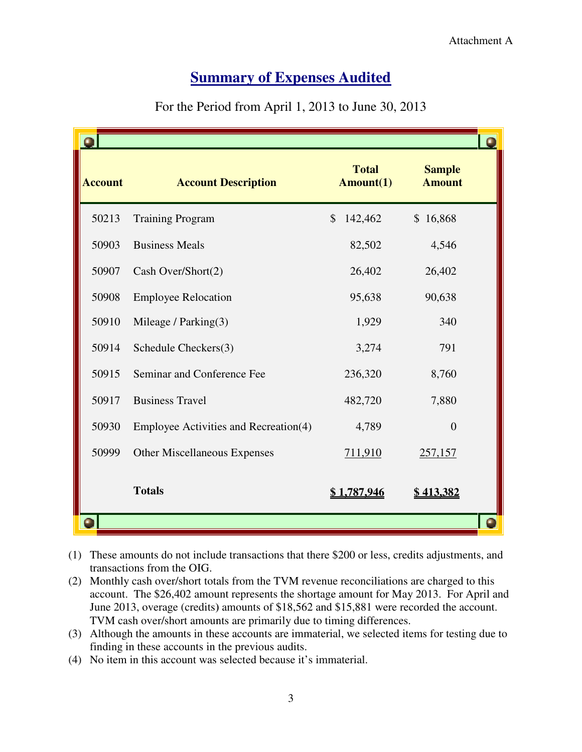Attachment A

# Summary of Expenses Audited

For the Period from April 1, 2013 to June 30, 2013

| Account | Account Description | Total Amount(1) | Sample Amount |
|---|---|---|---|
| 50213 | Training Program | $ 142,462 | $ 16,868 |
| 50903 | Business Meals | 82,502 | 4,546 |
| 50907 | Cash Over/Short(2) | 26,402 | 26,402 |
| 50908 | Employee Relocation | 95,638 | 90,638 |
| 50910 | Mileage / Parking(3) | 1,929 | 340 |
| 50914 | Schedule Checkers(3) | 3,274 | 791 |
| 50915 | Seminar and Conference Fee | 236,320 | 8,760 |
| 50917 | Business Travel | 482,720 | 7,880 |
| 50930 | Employee Activities and Recreation(4) | 4,789 | 0 |
| 50999 | Other Miscellaneous Expenses | 711,910 | 257,157 |
| | **Totals** | **$ 1,787,946** | **$ 413,382** |

(1) These amounts do not include transactions that there $200 or less, credits adjustments, and transactions from the OIG.

(2) Monthly cash over/short totals from the TVM revenue reconciliations are charged to this account. The $26,402 amount represents the shortage amount for May 2013. For April and June 2013, overage (credits) amounts of $18,562 and $15,881 were recorded the account. TVM cash over/short amounts are primarily due to timing differences.

(3) Although the amounts in these accounts are immaterial, we selected items for testing due to finding in these accounts in the previous audits.

(4) No item in this account was selected because it's immaterial.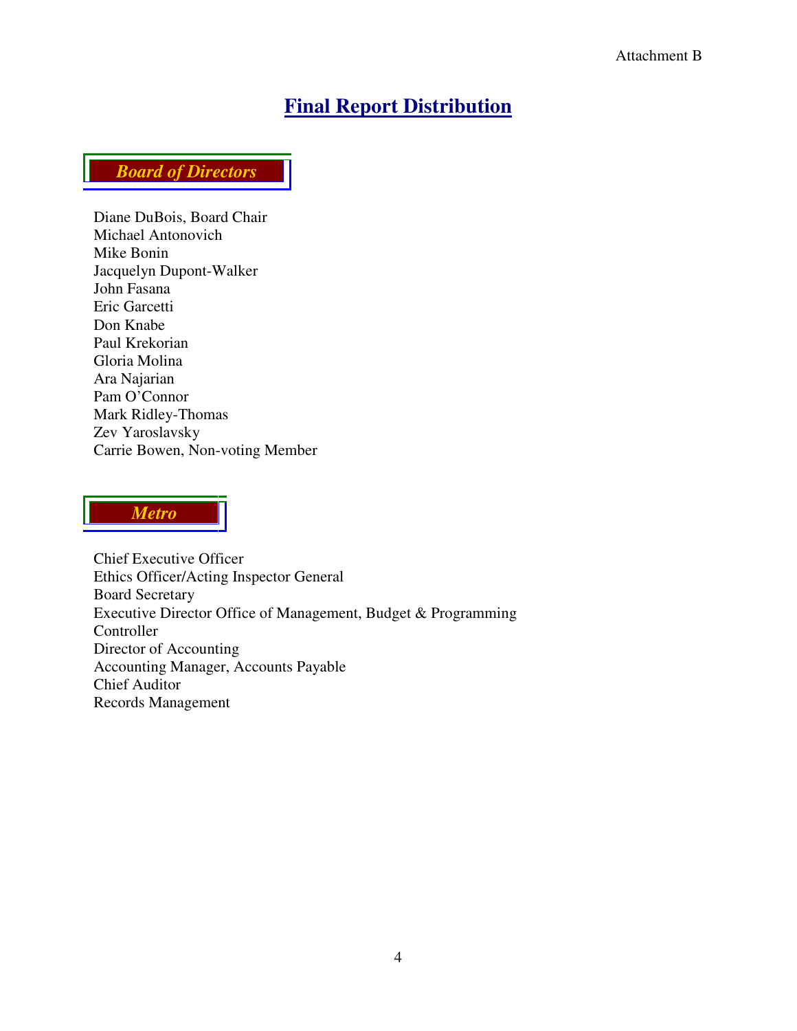Attachment B

# Final Report Distribution

## *Board of Directors*

Diane DuBois, Board Chair
Michael Antonovich
Mike Bonin
Jacquelyn Dupont-Walker
John Fasana
Eric Garcetti
Don Knabe
Paul Krekorian
Gloria Molina
Ara Najarian
Pam O'Connor
Mark Ridley-Thomas
Zev Yaroslavsky
Carrie Bowen, Non-voting Member

## *Metro*

Chief Executive Officer
Ethics Officer/Acting Inspector General
Board Secretary
Executive Director Office of Management, Budget & Programming
Controller
Director of Accounting
Accounting Manager, Accounts Payable
Chief Auditor
Records Management